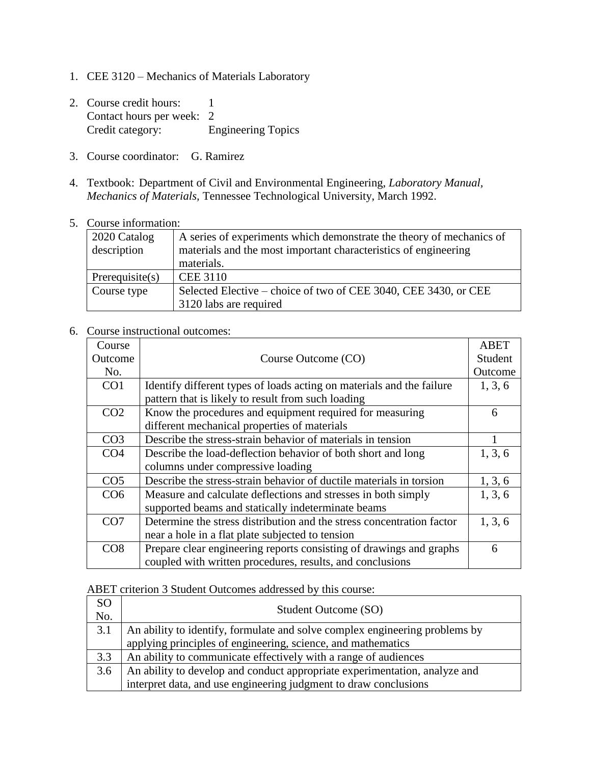1. CEE 3120 – Mechanics of Materials Laboratory

2. Course credit hours: 1
   Contact hours per week: 2
   Credit category: Engineering Topics

3. Course coordinator: G. Ramirez

4. Textbook: Department of Civil and Environmental Engineering, *Laboratory Manual, Mechanics of Materials,* Tennessee Technological University, March 1992.

5. Course information:

| 2020 Catalog description | A series of experiments which demonstrate the theory of mechanics of materials and the most important characteristics of engineering materials. |
|---|---|
| Prerequisite(s) | CEE 3110 |
| Course type | Selected Elective – choice of two of CEE 3040, CEE 3430, or CEE 3120 labs are required |

6. Course instructional outcomes:

| Course Outcome No. | Course Outcome (CO) | ABET Student Outcome |
|---|---|---|
| CO1 | Identify different types of loads acting on materials and the failure pattern that is likely to result from such loading | 1, 3, 6 |
| CO2 | Know the procedures and equipment required for measuring different mechanical properties of materials | 6 |
| CO3 | Describe the stress-strain behavior of materials in tension | 1 |
| CO4 | Describe the load-deflection behavior of both short and long columns under compressive loading | 1, 3, 6 |
| CO5 | Describe the stress-strain behavior of ductile materials in torsion | 1, 3, 6 |
| CO6 | Measure and calculate deflections and stresses in both simply supported beams and statically indeterminate beams | 1, 3, 6 |
| CO7 | Determine the stress distribution and the stress concentration factor near a hole in a flat plate subjected to tension | 1, 3, 6 |
| CO8 | Prepare clear engineering reports consisting of drawings and graphs coupled with written procedures, results, and conclusions | 6 |

ABET criterion 3 Student Outcomes addressed by this course:

| SO No. | Student Outcome (SO) |
|---|---|
| 3.1 | An ability to identify, formulate and solve complex engineering problems by applying principles of engineering, science, and mathematics |
| 3.3 | An ability to communicate effectively with a range of audiences |
| 3.6 | An ability to develop and conduct appropriate experimentation, analyze and interpret data, and use engineering judgment to draw conclusions |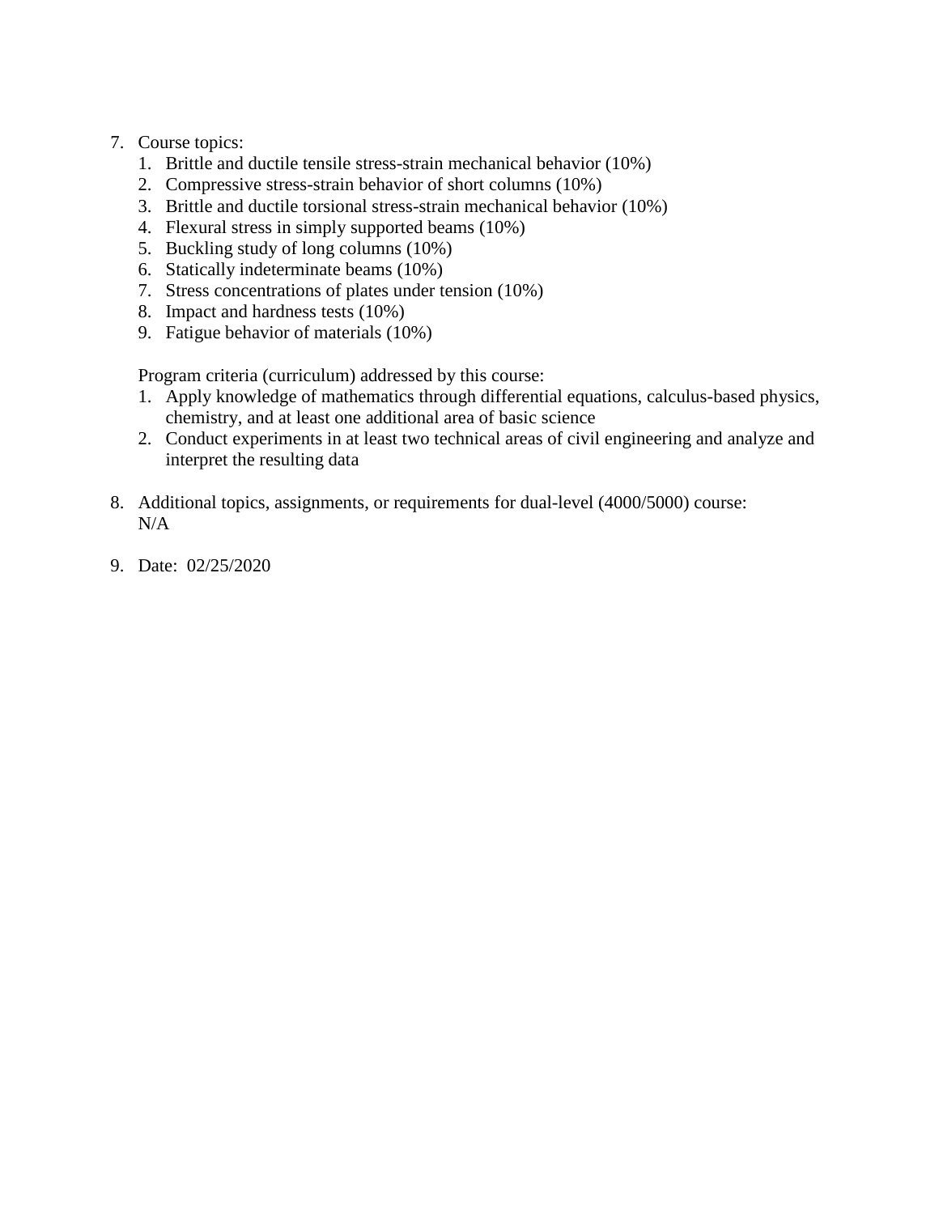7. Course topics:
    1. Brittle and ductile tensile stress-strain mechanical behavior (10%)
    2. Compressive stress-strain behavior of short columns (10%)
    3. Brittle and ductile torsional stress-strain mechanical behavior (10%)
    4. Flexural stress in simply supported beams (10%)
    5. Buckling study of long columns (10%)
    6. Statically indeterminate beams (10%)
    7. Stress concentrations of plates under tension (10%)
    8. Impact and hardness tests (10%)
    9. Fatigue behavior of materials (10%)

    Program criteria (curriculum) addressed by this course:
    1. Apply knowledge of mathematics through differential equations, calculus-based physics, chemistry, and at least one additional area of basic science
    2. Conduct experiments in at least two technical areas of civil engineering and analyze and interpret the resulting data

8. Additional topics, assignments, or requirements for dual-level (4000/5000) course:
    N/A

9. Date: 02/25/2020